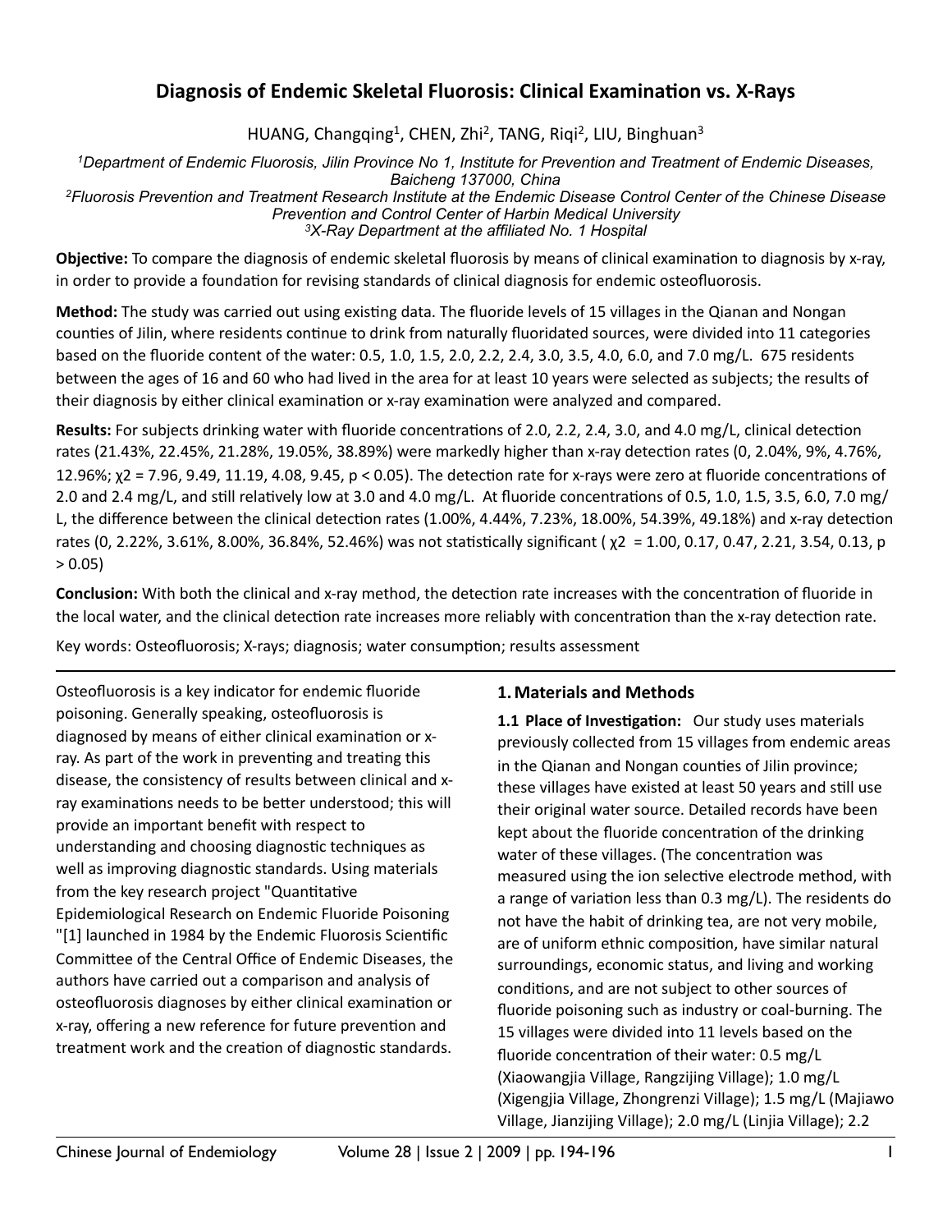# Diagnosis of Endemic Skeletal Fluorosis: Clinical Examination vs. X-Rays

HUANG, Changqing[1], CHEN, Zhi[2], TANG, Riqi[2], LIU, Binghuan[3]

*[1]Department of Endemic Fluorosis, Jilin Province No 1, Institute for Prevention and Treatment of Endemic Diseases, Baicheng 137000, China*
*[2]Fluorosis Prevention and Treatment Research Institute at the Endemic Disease Control Center of the Chinese Disease Prevention and Control Center of Harbin Medical University*
*[3]X-Ray Department at the affiliated No. 1 Hospital*

**Objective:** To compare the diagnosis of endemic skeletal fluorosis by means of clinical examination to diagnosis by x-ray, in order to provide a foundation for revising standards of clinical diagnosis for endemic osteofluorosis.

**Method:** The study was carried out using existing data. The fluoride levels of 15 villages in the Qianan and Nongan counties of Jilin, where residents continue to drink from naturally fluoridated sources, were divided into 11 categories based on the fluoride content of the water: 0.5, 1.0, 1.5, 2.0, 2.2, 2.4, 3.0, 3.5, 4.0, 6.0, and 7.0 mg/L. 675 residents between the ages of 16 and 60 who had lived in the area for at least 10 years were selected as subjects; the results of their diagnosis by either clinical examination or x-ray examination were analyzed and compared.

**Results:** For subjects drinking water with fluoride concentrations of 2.0, 2.2, 2.4, 3.0, and 4.0 mg/L, clinical detection rates (21.43%, 22.45%, 21.28%, 19.05%, 38.89%) were markedly higher than x-ray detection rates (0, 2.04%, 9%, 4.76%, 12.96%; $\chi^2$ = 7.96, 9.49, 11.19, 4.08, 9.45, $p < 0.05$). The detection rate for x-rays were zero at fluoride concentrations of 2.0 and 2.4 mg/L, and still relatively low at 3.0 and 4.0 mg/L. At fluoride concentrations of 0.5, 1.0, 1.5, 3.5, 6.0, 7.0 mg/L, the difference between the clinical detection rates (1.00%, 4.44%, 7.23%, 18.00%, 54.39%, 49.18%) and x-ray detection rates (0, 2.22%, 3.61%, 8.00%, 36.84%, 52.46%) was not statistically significant ( $\chi^2$ = 1.00, 0.17, 0.47, 2.21, 3.54, 0.13, $p > 0.05$)

**Conclusion:** With both the clinical and x-ray method, the detection rate increases with the concentration of fluoride in the local water, and the clinical detection rate increases more reliably with concentration than the x-ray detection rate.

Key words: Osteofluorosis; X-rays; diagnosis; water consumption; results assessment

---

Osteofluorosis is a key indicator for endemic fluoride poisoning. Generally speaking, osteofluorosis is diagnosed by means of either clinical examination or x-ray. As part of the work in preventing and treating this disease, the consistency of results between clinical and x-ray examinations needs to be better understood; this will provide an important benefit with respect to understanding and choosing diagnostic techniques as well as improving diagnostic standards. Using materials from the key research project "Quantitative Epidemiological Research on Endemic Fluoride Poisoning "[1] launched in 1984 by the Endemic Fluorosis Scientific Committee of the Central Office of Endemic Diseases, the authors have carried out a comparison and analysis of osteofluorosis diagnoses by either clinical examination or x-ray, offering a new reference for future prevention and treatment work and the creation of diagnostic standards.

## 1. Materials and Methods

**1.1 Place of Investigation:** Our study uses materials previously collected from 15 villages from endemic areas in the Qianan and Nongan counties of Jilin province; these villages have existed at least 50 years and still use their original water source. Detailed records have been kept about the fluoride concentration of the drinking water of these villages. (The concentration was measured using the ion selective electrode method, with a range of variation less than 0.3 mg/L). The residents do not have the habit of drinking tea, are not very mobile, are of uniform ethnic composition, have similar natural surroundings, economic status, and living and working conditions, and are not subject to other sources of fluoride poisoning such as industry or coal-burning. The 15 villages were divided into 11 levels based on the fluoride concentration of their water: 0.5 mg/L (Xiaowangjia Village, Rangzijing Village); 1.0 mg/L (Xigengjia Village, Zhongrenzi Village); 1.5 mg/L (Majiawo Village, Jianzijing Village); 2.0 mg/L (Linjia Village); 2.2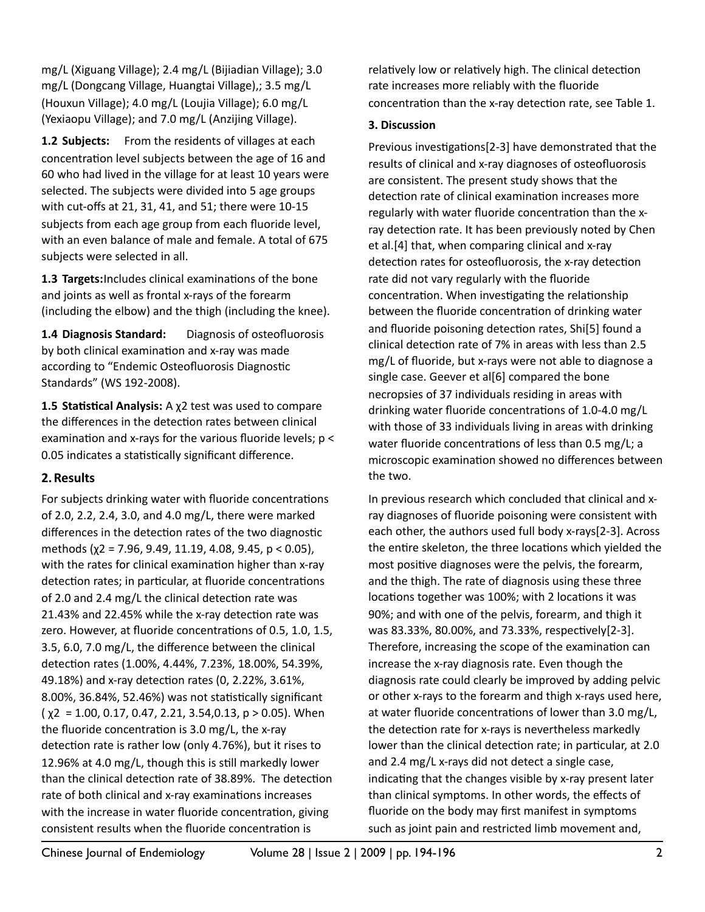mg/L (Xiguang Village); 2.4 mg/L (Bijiadian Village); 3.0 mg/L (Dongcang Village, Huangtai Village),; 3.5 mg/L (Houxun Village); 4.0 mg/L (Loujia Village); 6.0 mg/L (Yexiaopu Village); and 7.0 mg/L (Anzijing Village).

**1.2 Subjects:** From the residents of villages at each concentration level subjects between the age of 16 and 60 who had lived in the village for at least 10 years were selected. The subjects were divided into 5 age groups with cut-offs at 21, 31, 41, and 51; there were 10-15 subjects from each age group from each fluoride level, with an even balance of male and female. A total of 675 subjects were selected in all.

**1.3 Targets:** Includes clinical examinations of the bone and joints as well as frontal x-rays of the forearm (including the elbow) and the thigh (including the knee).

**1.4 Diagnosis Standard:** Diagnosis of osteofluorosis by both clinical examination and x-ray was made according to "Endemic Osteofluorosis Diagnostic Standards" (WS 192-2008).

**1.5 Statistical Analysis:** A $\chi^2$ test was used to compare the differences in the detection rates between clinical examination and x-rays for the various fluoride levels; $p < 0.05$ indicates a statistically significant difference.

## 2. Results

For subjects drinking water with fluoride concentrations of 2.0, 2.2, 2.4, 3.0, and 4.0 mg/L, there were marked differences in the detection rates of the two diagnostic methods ($\chi^2$ = 7.96, 9.49, 11.19, 4.08, 9.45, $p < 0.05$), with the rates for clinical examination higher than x-ray detection rates; in particular, at fluoride concentrations of 2.0 and 2.4 mg/L the clinical detection rate was 21.43% and 22.45% while the x-ray detection rate was zero. However, at fluoride concentrations of 0.5, 1.0, 1.5, 3.5, 6.0, 7.0 mg/L, the difference between the clinical detection rates (1.00%, 4.44%, 7.23%, 18.00%, 54.39%, 49.18%) and x-ray detection rates (0, 2.22%, 3.61%, 8.00%, 36.84%, 52.46%) was not statistically significant ( $\chi^2$ = 1.00, 0.17, 0.47, 2.21, 3.54,0.13, $p > 0.05$). When the fluoride concentration is 3.0 mg/L, the x-ray detection rate is rather low (only 4.76%), but it rises to 12.96% at 4.0 mg/L, though this is still markedly lower than the clinical detection rate of 38.89%. The detection rate of both clinical and x-ray examinations increases with the increase in water fluoride concentration, giving consistent results when the fluoride concentration is relatively low or relatively high. The clinical detection rate increases more reliably with the fluoride concentration than the x-ray detection rate, see Table 1.

## 3. Discussion

Previous investigations[2-3] have demonstrated that the results of clinical and x-ray diagnoses of osteofluorosis are consistent. The present study shows that the detection rate of clinical examination increases more regularly with water fluoride concentration than the x-ray detection rate. It has been previously noted by Chen et al.[4] that, when comparing clinical and x-ray detection rates for osteofluorosis, the x-ray detection rate did not vary regularly with the fluoride concentration. When investigating the relationship between the fluoride concentration of drinking water and fluoride poisoning detection rates, Shi[5] found a clinical detection rate of 7% in areas with less than 2.5 mg/L of fluoride, but x-rays were not able to diagnose a single case. Geever et al[6] compared the bone necropsies of 37 individuals residing in areas with drinking water fluoride concentrations of 1.0-4.0 mg/L with those of 33 individuals living in areas with drinking water fluoride concentrations of less than 0.5 mg/L; a microscopic examination showed no differences between the two.

In previous research which concluded that clinical and x-ray diagnoses of fluoride poisoning were consistent with each other, the authors used full body x-rays[2-3]. Across the entire skeleton, the three locations which yielded the most positive diagnoses were the pelvis, the forearm, and the thigh. The rate of diagnosis using these three locations together was 100%; with 2 locations it was 90%; and with one of the pelvis, forearm, and thigh it was 83.33%, 80.00%, and 73.33%, respectively[2-3]. Therefore, increasing the scope of the examination can increase the x-ray diagnosis rate. Even though the diagnosis rate could clearly be improved by adding pelvic or other x-rays to the forearm and thigh x-rays used here, at water fluoride concentrations of lower than 3.0 mg/L, the detection rate for x-rays is nevertheless markedly lower than the clinical detection rate; in particular, at 2.0 and 2.4 mg/L x-rays did not detect a single case, indicating that the changes visible by x-ray present later than clinical symptoms. In other words, the effects of fluoride on the body may first manifest in symptoms such as joint pain and restricted limb movement and,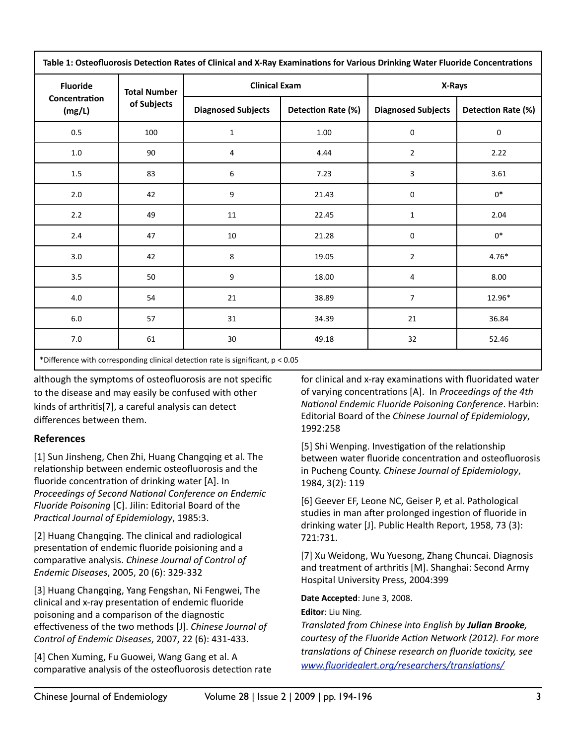**Table 1: Osteofluorosis Detection Rates of Clinical and X-Ray Examinations for Various Drinking Water Fluoride Concentrations**

| Fluoride Concentration (mg/L) | Total Number of Subjects | Clinical Exam | | X-Rays | |
|---|---|---|---|---|---|
| | | Diagnosed Subjects | Detection Rate (%) | Diagnosed Subjects | Detection Rate (%) |
| 0.5 | 100 | 1 | 1.00 | 0 | 0 |
| 1.0 | 90 | 4 | 4.44 | 2 | 2.22 |
| 1.5 | 83 | 6 | 7.23 | 3 | 3.61 |
| 2.0 | 42 | 9 | 21.43 | 0 | 0* |
| 2.2 | 49 | 11 | 22.45 | 1 | 2.04 |
| 2.4 | 47 | 10 | 21.28 | 0 | 0* |
| 3.0 | 42 | 8 | 19.05 | 2 | 4.76* |
| 3.5 | 50 | 9 | 18.00 | 4 | 8.00 |
| 4.0 | 54 | 21 | 38.89 | 7 | 12.96* |
| 6.0 | 57 | 31 | 34.39 | 21 | 36.84 |
| 7.0 | 61 | 30 | 49.18 | 32 | 52.46 |

*Difference with corresponding clinical detection rate is significant, $p < 0.05$

although the symptoms of osteofluorosis are not specific to the disease and may easily be confused with other kinds of arthritis[7], a careful analysis can detect differences between them.

## References

[1] Sun Jinsheng, Chen Zhi, Huang Changqing et al. The relationship between endemic osteofluorosis and the fluoride concentration of drinking water [A]. In *Proceedings of Second National Conference on Endemic Fluoride Poisoning* [C]. Jilin: Editorial Board of the *Practical Journal of Epidemiology*, 1985:3.

[2] Huang Changqing. The clinical and radiological presentation of endemic fluoride poisioning and a comparative analysis. *Chinese Journal of Control of Endemic Diseases*, 2005, 20 (6): 329-332

[3] Huang Changqing, Yang Fengshan, Ni Fengwei, The clinical and x-ray presentation of endemic fluoride poisoning and a comparison of the diagnostic effectiveness of the two methods [J]. *Chinese Journal of Control of Endemic Diseases*, 2007, 22 (6): 431-433.

[4] Chen Xuming, Fu Guowei, Wang Gang et al. A comparative analysis of the osteofluorosis detection rate for clinical and x-ray examinations with fluoridated water of varying concentrations [A]. In *Proceedings of the 4th National Endemic Fluoride Poisoning Conference*. Harbin: Editorial Board of the *Chinese Journal of Epidemiology*, 1992:258

[5] Shi Wenping. Investigation of the relationship between water fluoride concentration and osteofluorosis in Pucheng County. *Chinese Journal of Epidemiology*, 1984, 3(2): 119

[6] Geever EF, Leone NC, Geiser P, et al. Pathological studies in man after prolonged ingestion of fluoride in drinking water [J]. Public Health Report, 1958, 73 (3): 721:731.

[7] Xu Weidong, Wu Yuesong, Zhang Chuncai. Diagnosis and treatment of arthritis [M]. Shanghai: Second Army Hospital University Press, 2004:399

**Date Accepted**: June 3, 2008.

**Editor**: Liu Ning.

*Translated from Chinese into English by* ***Julian Brooke****, courtesy of the Fluoride Action Network (2012). For more translations of Chinese research on fluoride toxicity, see [www.fluoridealert.org/researchers/translations/](www.fluoridealert.org/researchers/translations/)*